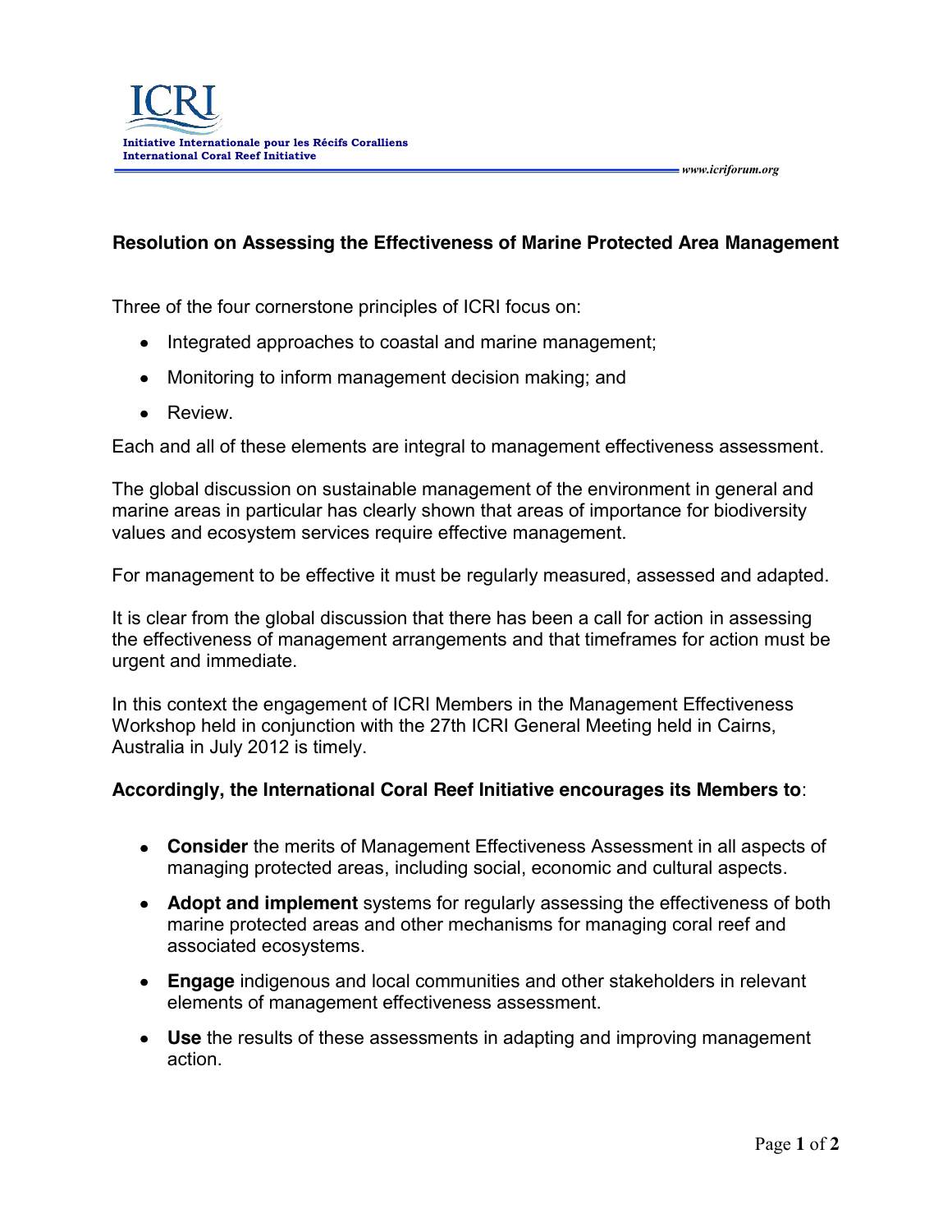ICRI

Initiative Internationale pour les Récifs Coralliens
International Coral Reef Initiative

*www.icriforum.org*

## Resolution on Assessing the Effectiveness of Marine Protected Area Management

Three of the four cornerstone principles of ICRI focus on:

- Integrated approaches to coastal and marine management;
- Monitoring to inform management decision making; and
- Review.

Each and all of these elements are integral to management effectiveness assessment.

The global discussion on sustainable management of the environment in general and marine areas in particular has clearly shown that areas of importance for biodiversity values and ecosystem services require effective management.

For management to be effective it must be regularly measured, assessed and adapted.

It is clear from the global discussion that there has been a call for action in assessing the effectiveness of management arrangements and that timeframes for action must be urgent and immediate.

In this context the engagement of ICRI Members in the Management Effectiveness Workshop held in conjunction with the 27th ICRI General Meeting held in Cairns, Australia in July 2012 is timely.

**Accordingly, the International Coral Reef Initiative encourages its Members to**:

- **Consider** the merits of Management Effectiveness Assessment in all aspects of managing protected areas, including social, economic and cultural aspects.
- **Adopt and implement** systems for regularly assessing the effectiveness of both marine protected areas and other mechanisms for managing coral reef and associated ecosystems.
- **Engage** indigenous and local communities and other stakeholders in relevant elements of management effectiveness assessment.
- **Use** the results of these assessments in adapting and improving management action.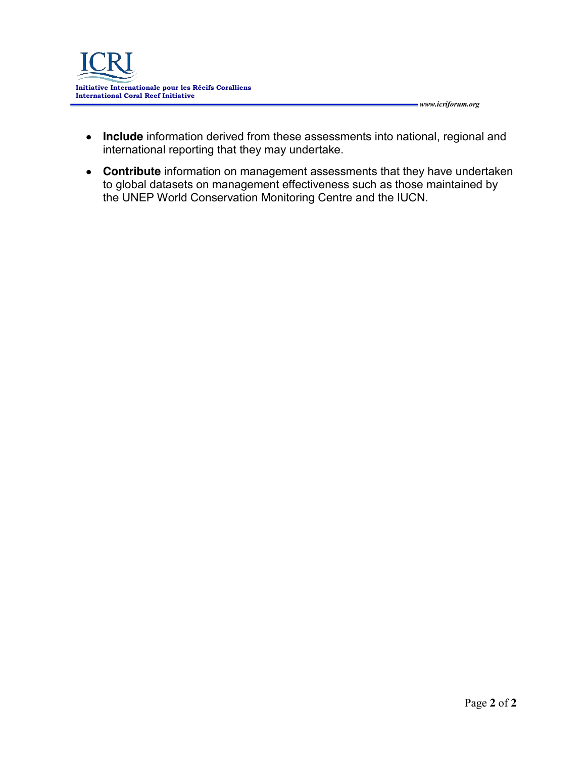- **Include** information derived from these assessments into national, regional and international reporting that they may undertake.
- **Contribute** information on management assessments that they have undertaken to global datasets on management effectiveness such as those maintained by the UNEP World Conservation Monitoring Centre and the IUCN.